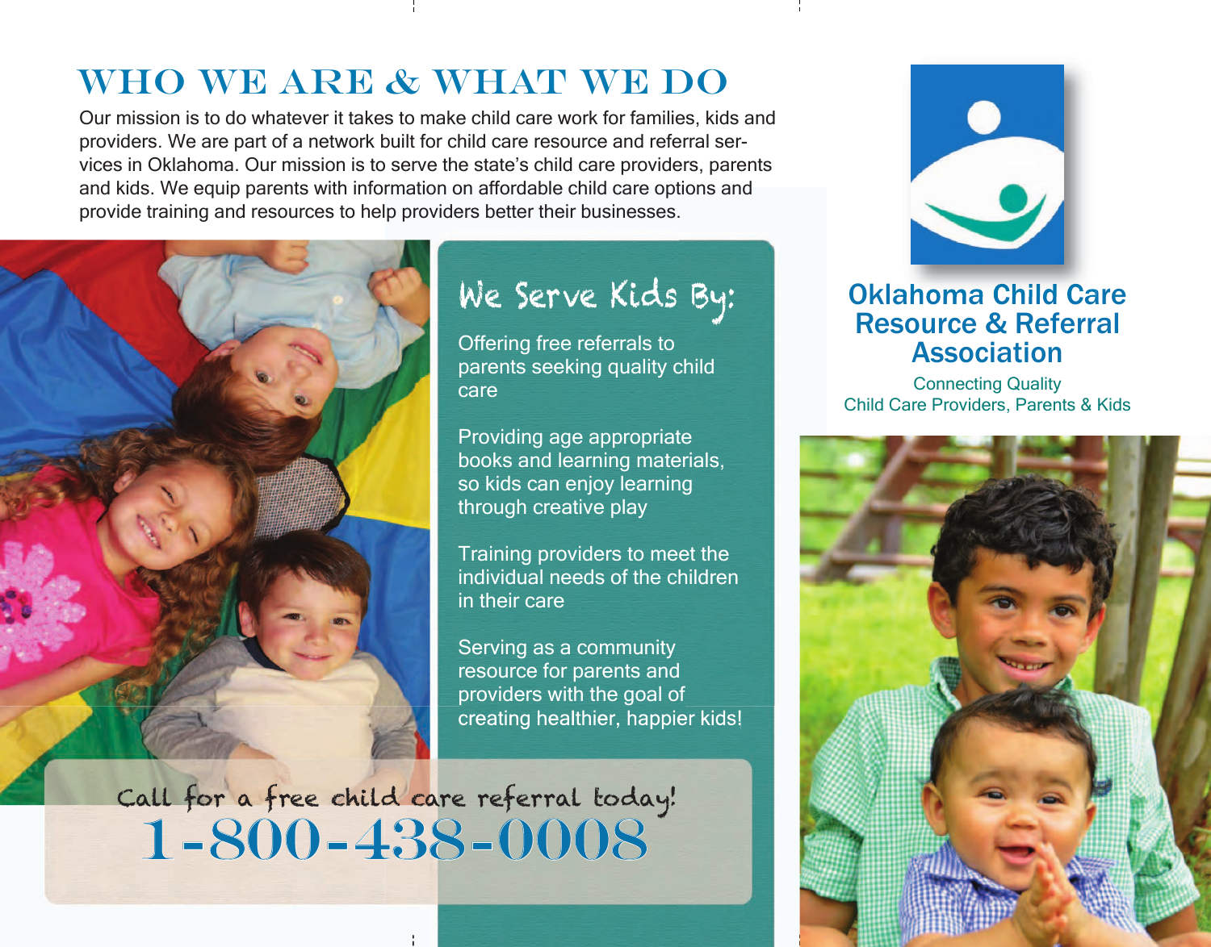# WHO WE ARE & WHAT WE DO

Our mission is to do whatever it takes to make child care work for families, kids and providers. We are part of a network built for child care resource and referral services in Oklahoma. Our mission is to serve the state's child care providers, parents and kids. We equip parents with information on affordable child care options and provide training and resources to help providers better their businesses.

## We Serve Kids By:

Offering free referrals to parents seeking quality child care

Providing age appropriate books and learning materials, so kids can enjoy learning through creative play

Training providers to meet the individual needs of the children in their care

Serving as a community resource for parents and providers with the goal of creating healthier, happier kids!

Call for a free child care referral today!

**1-800-438-0008**

## Oklahoma Child Care Resource & Referral Association

Connecting Quality Child Care Providers, Parents & Kids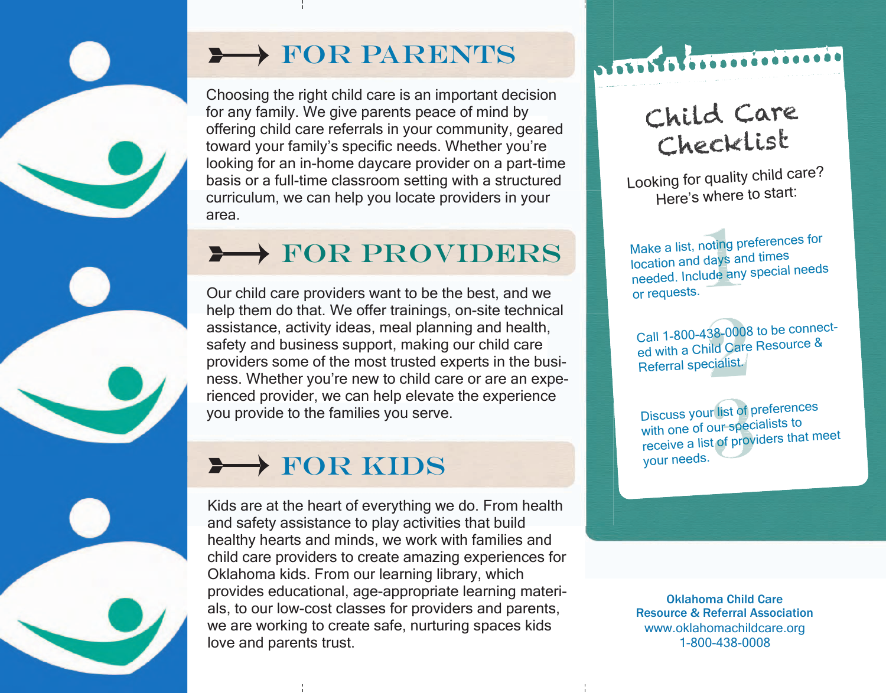## FOR PARENTS

Choosing the right child care is an important decision for any family. We give parents peace of mind by offering child care referrals in your community, geared toward your family's specific needs. Whether you're looking for an in-home daycare provider on a part-time basis or a full-time classroom setting with a structured curriculum, we can help you locate providers in your area.

## FOR PROVIDERS

Our child care providers want to be the best, and we help them do that. We offer trainings, on-site technical assistance, activity ideas, meal planning and health, safety and business support, making our child care providers some of the most trusted experts in the business. Whether you're new to child care or are an experienced provider, we can help elevate the experience you provide to the families you serve.

## FOR KIDS

Kids are at the heart of everything we do. From health and safety assistance to play activities that build healthy hearts and minds, we work with families and child care providers to create amazing experiences for Oklahoma kids. From our learning library, which provides educational, age-appropriate learning materials, to our low-cost classes for providers and parents, we are working to create safe, nurturing spaces kids love and parents trust.

## Child Care Checklist

Looking for quality child care? Here's where to start:

1. Make a list, noting preferences for location and days and times needed. Include any special needs or requests.
2. Call 1-800-438-0008 to be connected with a Child Care Resource & Referral specialist.
3. Discuss your list of preferences with one of our specialists to receive a list of providers that meet your needs.

**Oklahoma Child Care Resource & Referral Association**
www.oklahomachildcare.org
1-800-438-0008